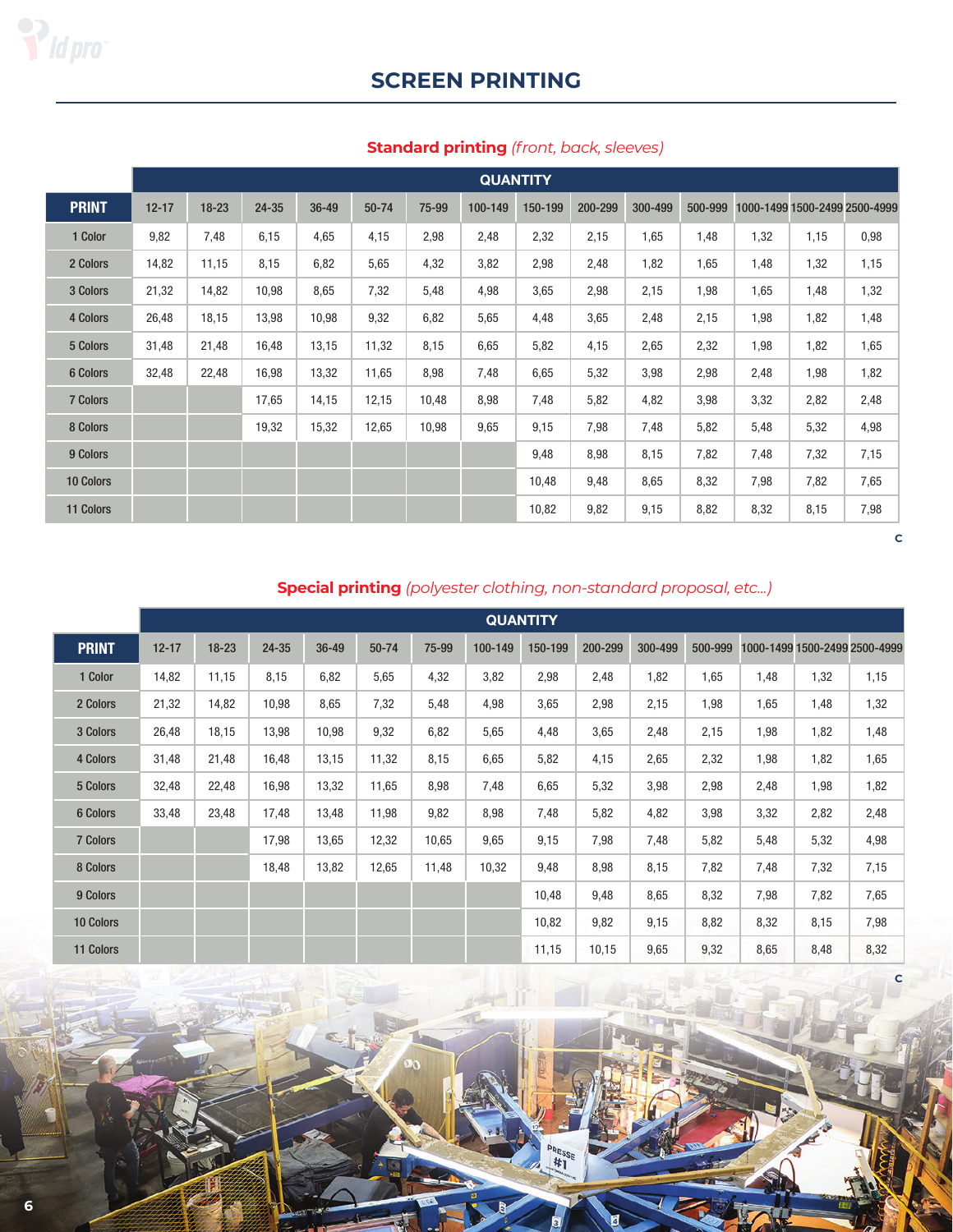## SCREEN PRINTING

**Standard printing** *(front, back, sleeves)*

| PRINT | 12-17 | 18-23 | 24-35 | 36-49 | 50-74 | 75-99 | 100-149 | 150-199 | 200-299 | 300-499 | 500-999 | 1000-1499 | 1500-2499 | 2500-4999 |
|---|---|---|---|---|---|---|---|---|---|---|---|---|---|---|
| | QUANTITY | | | | | | | | | | | | | |
| 1 Color | 9,82 | 7,48 | 6,15 | 4,65 | 4,15 | 2,98 | 2,48 | 2,32 | 2,15 | 1,65 | 1,48 | 1,32 | 1,15 | 0,98 |
| 2 Colors | 14,82 | 11,15 | 8,15 | 6,82 | 5,65 | 4,32 | 3,82 | 2,98 | 2,48 | 1,82 | 1,65 | 1,48 | 1,32 | 1,15 |
| 3 Colors | 21,32 | 14,82 | 10,98 | 8,65 | 7,32 | 5,48 | 4,98 | 3,65 | 2,98 | 2,15 | 1,98 | 1,65 | 1,48 | 1,32 |
| 4 Colors | 26,48 | 18,15 | 13,98 | 10,98 | 9,32 | 6,82 | 5,65 | 4,48 | 3,65 | 2,48 | 2,15 | 1,98 | 1,82 | 1,48 |
| 5 Colors | 31,48 | 21,48 | 16,48 | 13,15 | 11,32 | 8,15 | 6,65 | 5,82 | 4,15 | 2,65 | 2,32 | 1,98 | 1,82 | 1,65 |
| 6 Colors | 32,48 | 22,48 | 16,98 | 13,32 | 11,65 | 8,98 | 7,48 | 6,65 | 5,32 | 3,98 | 2,98 | 2,48 | 1,98 | 1,82 |
| 7 Colors | | | 17,65 | 14,15 | 12,15 | 10,48 | 8,98 | 7,48 | 5,82 | 4,82 | 3,98 | 3,32 | 2,82 | 2,48 |
| 8 Colors | | | 19,32 | 15,32 | 12,65 | 10,98 | 9,65 | 9,15 | 7,98 | 7,48 | 5,82 | 5,48 | 5,32 | 4,98 |
| 9 Colors | | | | | | | | 9,48 | 8,98 | 8,15 | 7,82 | 7,48 | 7,32 | 7,15 |
| 10 Colors | | | | | | | | 10,48 | 9,48 | 8,65 | 8,32 | 7,98 | 7,82 | 7,65 |
| 11 Colors | | | | | | | | 10,82 | 9,82 | 9,15 | 8,82 | 8,32 | 8,15 | 7,98 |

C

**Special printing** *(polyester clothing, non-standard proposal, etc...)*

| PRINT | 12-17 | 18-23 | 24-35 | 36-49 | 50-74 | 75-99 | 100-149 | 150-199 | 200-299 | 300-499 | 500-999 | 1000-1499 | 1500-2499 | 2500-4999 |
|---|---|---|---|---|---|---|---|---|---|---|---|---|---|---|
| | QUANTITY | | | | | | | | | | | | | |
| 1 Color | 14,82 | 11,15 | 8,15 | 6,82 | 5,65 | 4,32 | 3,82 | 2,98 | 2,48 | 1,82 | 1,65 | 1,48 | 1,32 | 1,15 |
| 2 Colors | 21,32 | 14,82 | 10,98 | 8,65 | 7,32 | 5,48 | 4,98 | 3,65 | 2,98 | 2,15 | 1,98 | 1,65 | 1,48 | 1,32 |
| 3 Colors | 26,48 | 18,15 | 13,98 | 10,98 | 9,32 | 6,82 | 5,65 | 4,48 | 3,65 | 2,48 | 2,15 | 1,98 | 1,82 | 1,48 |
| 4 Colors | 31,48 | 21,48 | 16,48 | 13,15 | 11,32 | 8,15 | 6,65 | 5,82 | 4,15 | 2,65 | 2,32 | 1,98 | 1,82 | 1,65 |
| 5 Colors | 32,48 | 22,48 | 16,98 | 13,32 | 11,65 | 8,98 | 7,48 | 6,65 | 5,32 | 3,98 | 2,98 | 2,48 | 1,98 | 1,82 |
| 6 Colors | 33,48 | 23,48 | 17,48 | 13,48 | 11,98 | 9,82 | 8,98 | 7,48 | 5,82 | 4,82 | 3,98 | 3,32 | 2,82 | 2,48 |
| 7 Colors | | | 17,98 | 13,65 | 12,32 | 10,65 | 9,65 | 9,15 | 7,98 | 7,48 | 5,82 | 5,48 | 5,32 | 4,98 |
| 8 Colors | | | 18,48 | 13,82 | 12,65 | 11,48 | 10,32 | 9,48 | 8,98 | 8,15 | 7,82 | 7,48 | 7,32 | 7,15 |
| 9 Colors | | | | | | | | 10,48 | 9,48 | 8,65 | 8,32 | 7,98 | 7,82 | 7,65 |
| 10 Colors | | | | | | | | 10,82 | 9,82 | 9,15 | 8,82 | 8,32 | 8,15 | 7,98 |
| 11 Colors | | | | | | | | 11,15 | 10,15 | 9,65 | 9,32 | 8,65 | 8,48 | 8,32 |

C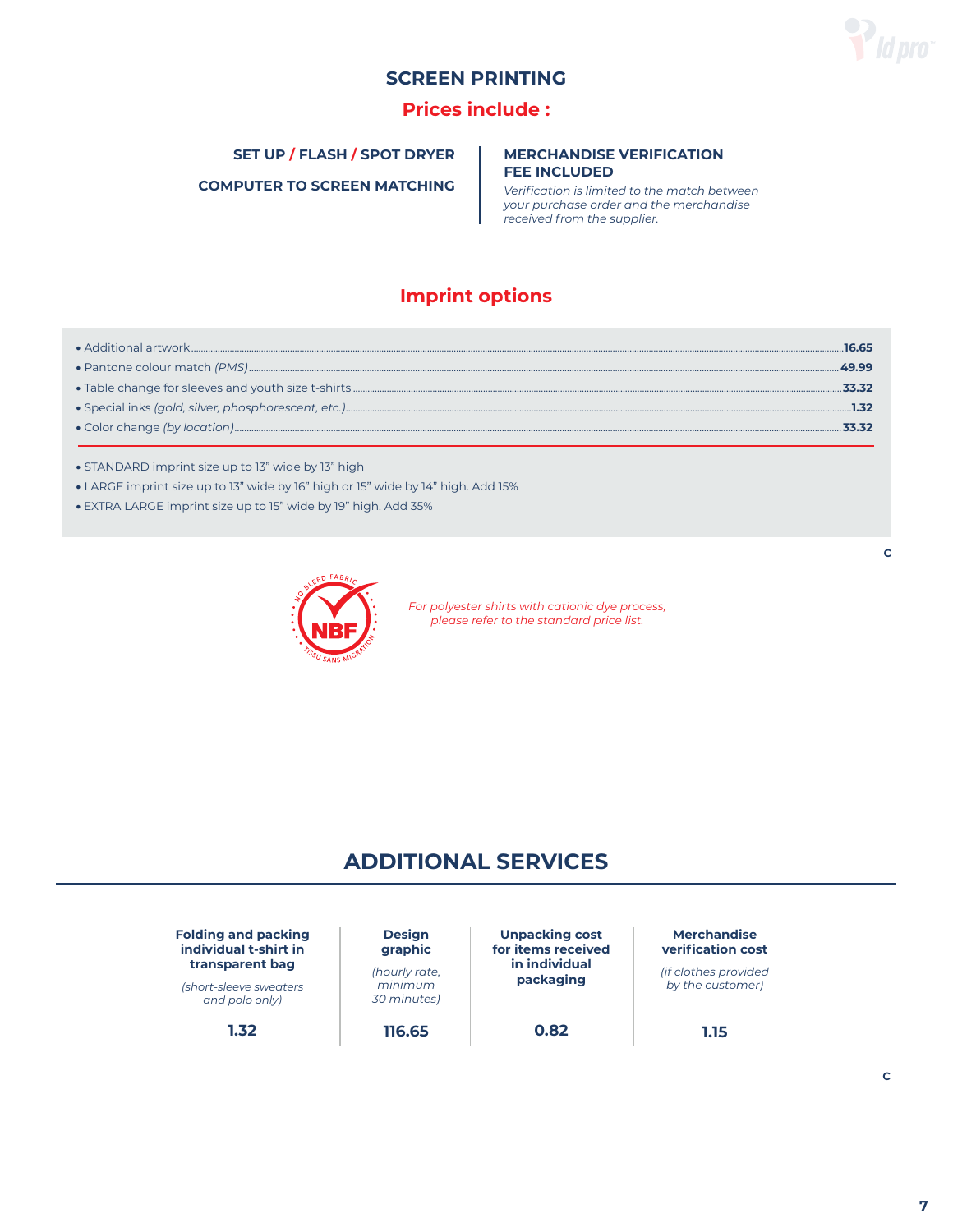## SCREEN PRINTING

### Prices include :

**SET UP / FLASH / SPOT DRYER**

**COMPUTER TO SCREEN MATCHING**

**MERCHANDISE VERIFICATION FEE INCLUDED**

*Verification is limited to the match between your purchase order and the merchandise received from the supplier.*

### Imprint options

| | |
|---|---|
| • Additional artwork | 16.65 |
| • Pantone colour match *(PMS)* | 49.99 |
| • Table change for sleeves and youth size t-shirts | 33.32 |
| • Special inks *(gold, silver, phosphorescent, etc.)* | 1.32 |
| • Color change *(by location)* | 33.32 |

- STANDARD imprint size up to 13" wide by 13" high
- LARGE imprint size up to 13" wide by 16" high or 15" wide by 14" high. Add 15%
- EXTRA LARGE imprint size up to 15" wide by 19" high. Add 35%

C

NO BLEED FABRIC NBF TISSU SANS MIGRATION

*For polyester shirts with cationic dye process, please refer to the standard price list.*

## ADDITIONAL SERVICES

| Folding and packing individual t-shirt in transparent bag *(short-sleeve sweaters and polo only)* | Design graphic *(hourly rate, minimum 30 minutes)* | Unpacking cost for items received in individual packaging | Merchandise verification cost *(if clothes provided by the customer)* |
|---|---|---|---|
| 1.32 | 116.65 | 0.82 | 1.15 |

C